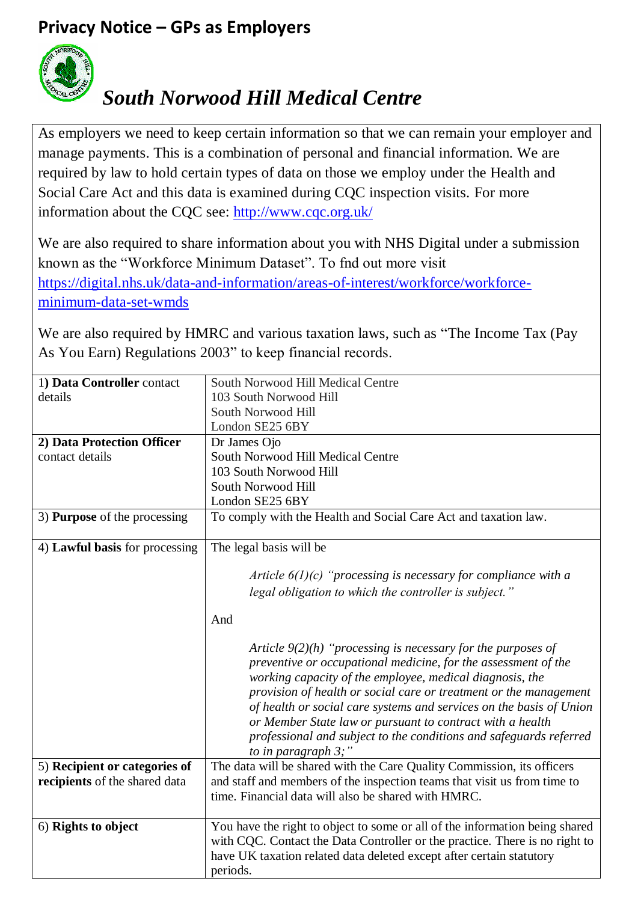# Privacy Notice – GPs as Employers

## *South Norwood Hill Medical Centre*

As employers we need to keep certain information so that we can remain your employer and manage payments. This is a combination of personal and financial information. We are required by law to hold certain types of data on those we employ under the Health and Social Care Act and this data is examined during CQC inspection visits. For more information about the CQC see: http://www.cqc.org.uk/

We are also required to share information about you with NHS Digital under a submission known as the "Workforce Minimum Dataset". To fnd out more visit https://digital.nhs.uk/data-and-information/areas-of-interest/workforce/workforce-minimum-data-set-wmds

We are also required by HMRC and various taxation laws, such as "The Income Tax (Pay As You Earn) Regulations 2003" to keep financial records.

| | |
|---|---|
| 1) **Data Controller** contact details | South Norwood Hill Medical Centre<br>103 South Norwood Hill<br>South Norwood Hill<br>London SE25 6BY |
| **2) Data Protection Officer** contact details | Dr James Ojo<br>South Norwood Hill Medical Centre<br>103 South Norwood Hill<br>South Norwood Hill<br>London SE25 6BY |
| 3) **Purpose** of the processing | To comply with the Health and Social Care Act and taxation law. |
| 4) **Lawful basis** for processing | The legal basis will be<br><br>*Article 6(1)(c) "processing is necessary for compliance with a legal obligation to which the controller is subject."*<br><br>And<br><br>*Article 9(2)(h) "processing is necessary for the purposes of preventive or occupational medicine, for the assessment of the working capacity of the employee, medical diagnosis, the provision of health or social care or treatment or the management of health or social care systems and services on the basis of Union or Member State law or pursuant to contract with a health professional and subject to the conditions and safeguards referred to in paragraph 3;"* |
| 5) **Recipient or categories of recipients** of the shared data | The data will be shared with the Care Quality Commission, its officers and staff and members of the inspection teams that visit us from time to time. Financial data will also be shared with HMRC. |
| 6) **Rights to object** | You have the right to object to some or all of the information being shared with CQC. Contact the Data Controller or the practice. There is no right to have UK taxation related data deleted except after certain statutory periods. |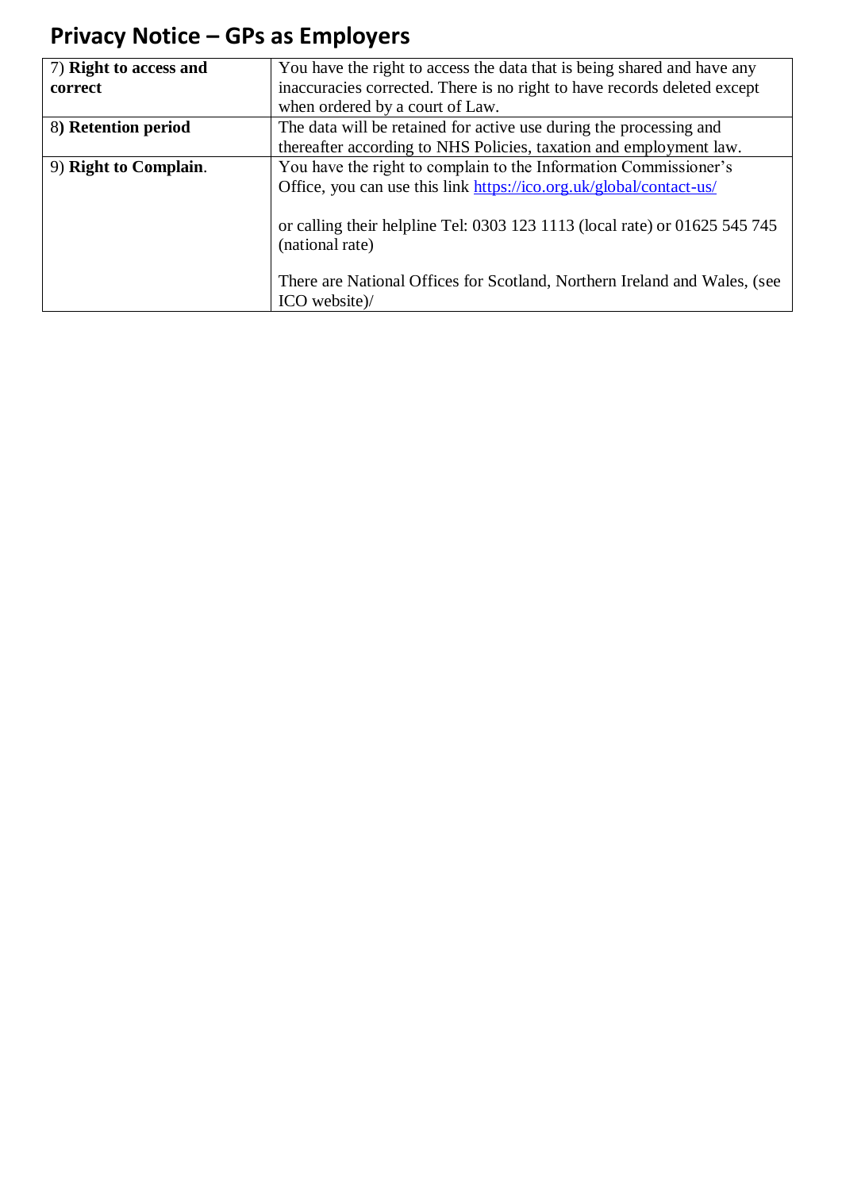# Privacy Notice – GPs as Employers

| | |
|---|---|
| 7) **Right to access and correct** | You have the right to access the data that is being shared and have any inaccuracies corrected. There is no right to have records deleted except when ordered by a court of Law. |
| 8**) Retention period** | The data will be retained for active use during the processing and thereafter according to NHS Policies, taxation and employment law. |
| 9) **Right to Complain**. | You have the right to complain to the Information Commissioner's Office, you can use this link https://ico.org.uk/global/contact-us/<br><br>or calling their helpline Tel: 0303 123 1113 (local rate) or 01625 545 745 (national rate)<br><br>There are National Offices for Scotland, Northern Ireland and Wales, (see ICO website)/ |